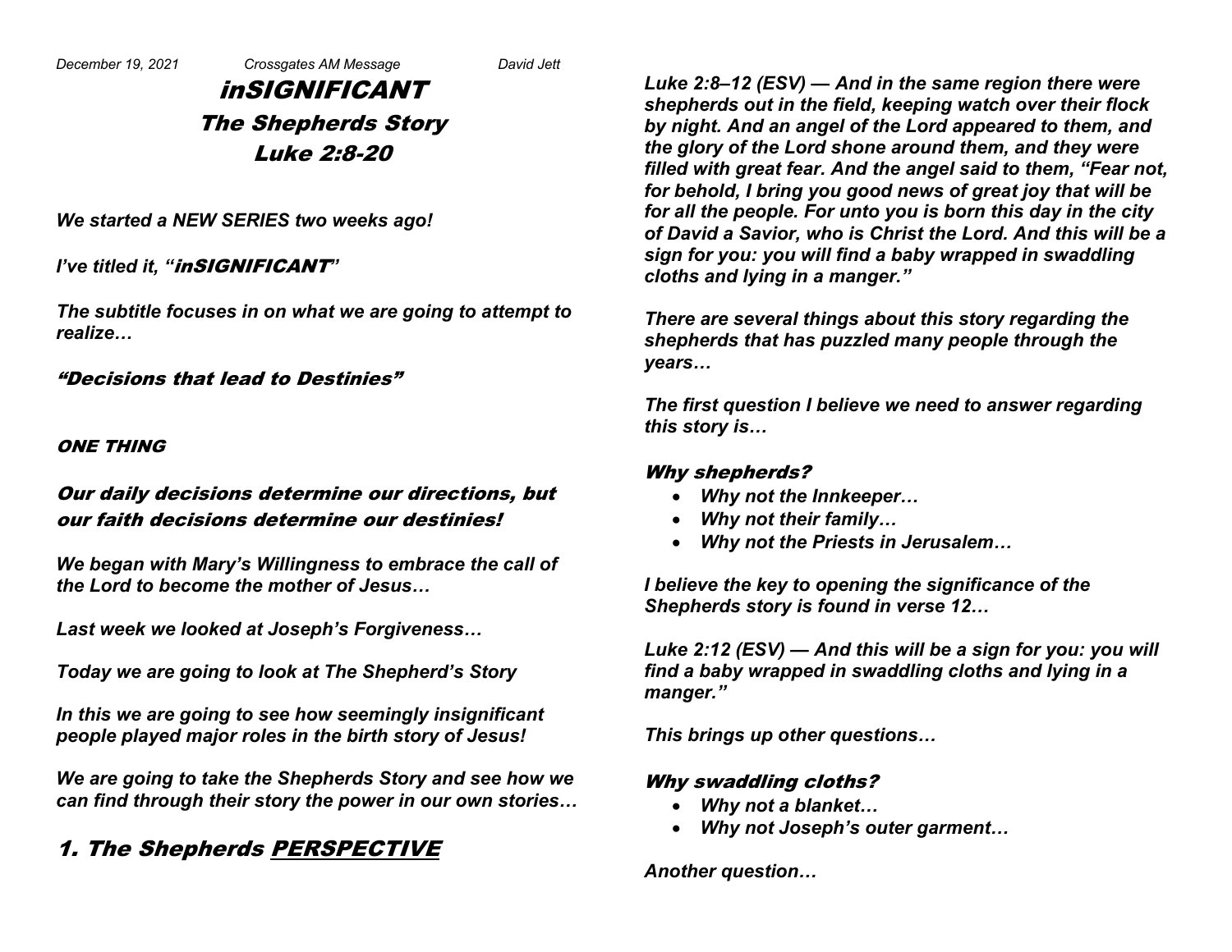*December 19, 2021 Crossgates AM Message David Jett*

# inSIGNIFICANT

## The Shepherds Story

## Luke 2:8-20

***We started a NEW SERIES two weeks ago!***

***I've titled it, "inSIGNIFICANT"***

***The subtitle focuses in on what we are going to attempt to realize…***

### "Decisions that lead to Destinies"

### ONE THING

### Our daily decisions determine our directions, but our faith decisions determine our destinies!

***We began with Mary's Willingness to embrace the call of the Lord to become the mother of Jesus…***

***Last week we looked at Joseph's Forgiveness…***

***Today we are going to look at The Shepherd's Story***

***In this we are going to see how seemingly insignificant people played major roles in the birth story of Jesus!***

***We are going to take the Shepherds Story and see how we can find through their story the power in our own stories…***

## 1. The Shepherds <u>PERSPECTIVE</u>

***Luke 2:8–12 (ESV) — And in the same region there were shepherds out in the field, keeping watch over their flock by night. And an angel of the Lord appeared to them, and the glory of the Lord shone around them, and they were filled with great fear. And the angel said to them, "Fear not, for behold, I bring you good news of great joy that will be for all the people. For unto you is born this day in the city of David a Savior, who is Christ the Lord. And this will be a sign for you: you will find a baby wrapped in swaddling cloths and lying in a manger."***

***There are several things about this story regarding the shepherds that has puzzled many people through the years…***

***The first question I believe we need to answer regarding this story is…***

### Why shepherds?

- ***Why not the Innkeeper…***
- ***Why not their family…***
- ***Why not the Priests in Jerusalem…***

***I believe the key to opening the significance of the Shepherds story is found in verse 12…***

***Luke 2:12 (ESV) — And this will be a sign for you: you will find a baby wrapped in swaddling cloths and lying in a manger."***

***This brings up other questions…***

### Why swaddling cloths?

- ***Why not a blanket…***
- ***Why not Joseph's outer garment…***

***Another question…***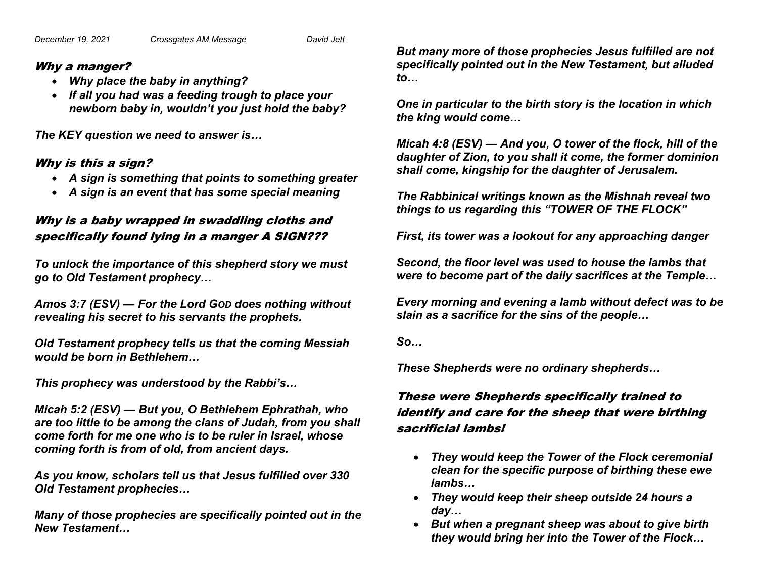## Why a manger?

- *Why place the baby in anything?*
- *If all you had was a feeding trough to place your newborn baby in, wouldn't you just hold the baby?*

*The KEY question we need to answer is…*

## Why is this a sign?

- *A sign is something that points to something greater*
- *A sign is an event that has some special meaning*

## Why is a baby wrapped in swaddling cloths and specifically found lying in a manger A SIGN???

*To unlock the importance of this shepherd story we must go to Old Testament prophecy…*

*Amos 3:7 (ESV) — For the Lord GOD does nothing without revealing his secret to his servants the prophets.*

*Old Testament prophecy tells us that the coming Messiah would be born in Bethlehem…*

*This prophecy was understood by the Rabbi's…*

*Micah 5:2 (ESV) — But you, O Bethlehem Ephrathah, who are too little to be among the clans of Judah, from you shall come forth for me one who is to be ruler in Israel, whose coming forth is from of old, from ancient days.*

*As you know, scholars tell us that Jesus fulfilled over 330 Old Testament prophecies…*

*Many of those prophecies are specifically pointed out in the New Testament…*

*But many more of those prophecies Jesus fulfilled are not specifically pointed out in the New Testament, but alluded to…*

*One in particular to the birth story is the location in which the king would come…*

*Micah 4:8 (ESV) — And you, O tower of the flock, hill of the daughter of Zion, to you shall it come, the former dominion shall come, kingship for the daughter of Jerusalem.*

*The Rabbinical writings known as the Mishnah reveal two things to us regarding this "TOWER OF THE FLOCK"*

*First, its tower was a lookout for any approaching danger*

*Second, the floor level was used to house the lambs that were to become part of the daily sacrifices at the Temple…*

*Every morning and evening a lamb without defect was to be slain as a sacrifice for the sins of the people…*

*So…*

*These Shepherds were no ordinary shepherds…*

## These were Shepherds specifically trained to identify and care for the sheep that were birthing sacrificial lambs!

- *They would keep the Tower of the Flock ceremonial clean for the specific purpose of birthing these ewe lambs…*
- *They would keep their sheep outside 24 hours a day…*
- *But when a pregnant sheep was about to give birth they would bring her into the Tower of the Flock…*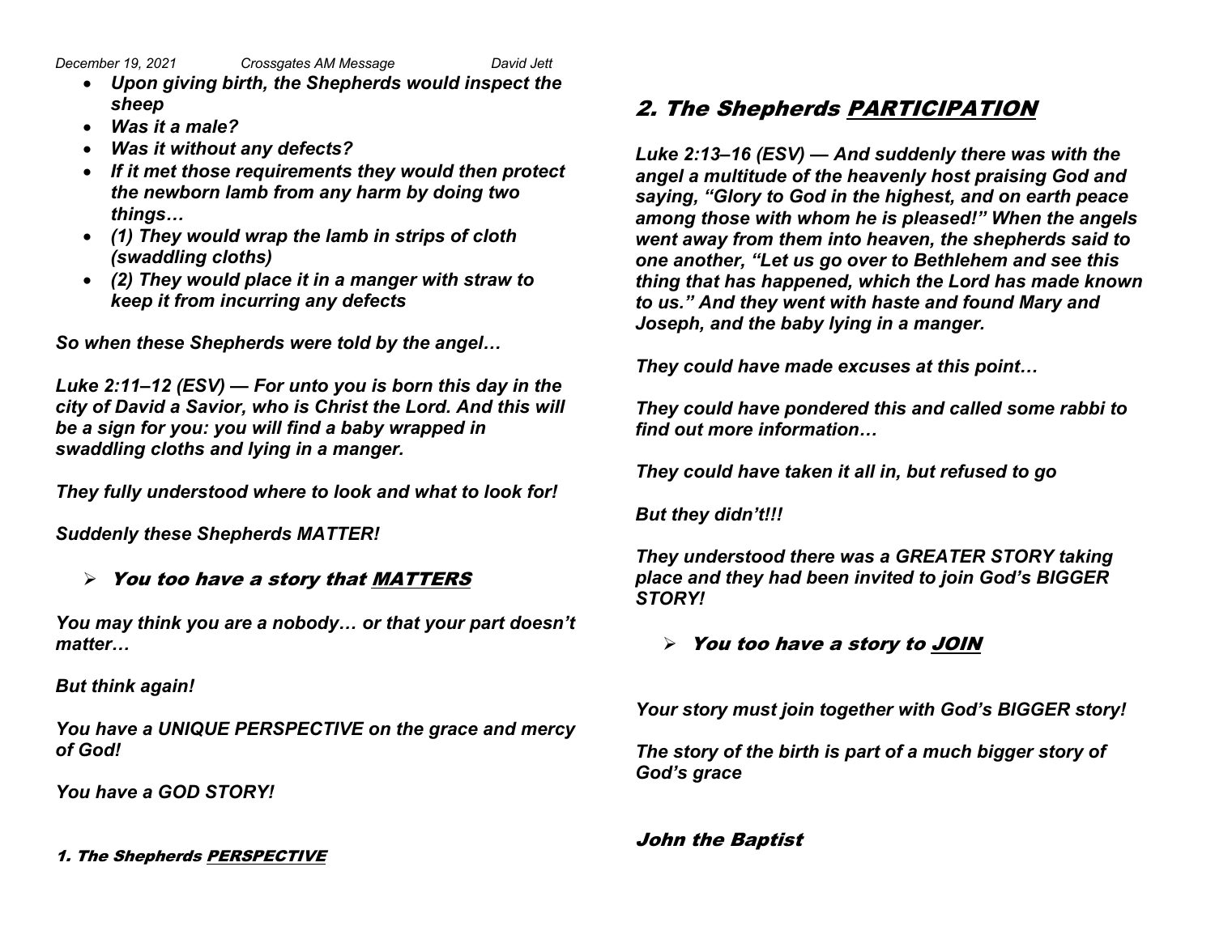- ***Upon giving birth, the Shepherds would inspect the sheep***
- ***Was it a male?***
- ***Was it without any defects?***
- ***If it met those requirements they would then protect the newborn lamb from any harm by doing two things…***
- ***(1) They would wrap the lamb in strips of cloth (swaddling cloths)***
- ***(2) They would place it in a manger with straw to keep it from incurring any defects***

***So when these Shepherds were told by the angel…***

***Luke 2:11–12 (ESV) — For unto you is born this day in the city of David a Savior, who is Christ the Lord. And this will be a sign for you: you will find a baby wrapped in swaddling cloths and lying in a manger.***

***They fully understood where to look and what to look for!***

***Suddenly these Shepherds MATTER!***

- ***You too have a story that MATTERS***

***You may think you are a nobody… or that your part doesn't matter…***

***But think again!***

***You have a UNIQUE PERSPECTIVE on the grace and mercy of God!***

***You have a GOD STORY!***

### 1. The Shepherds PERSPECTIVE

## 2. The Shepherds PARTICIPATION

***Luke 2:13–16 (ESV) — And suddenly there was with the angel a multitude of the heavenly host praising God and saying, "Glory to God in the highest, and on earth peace among those with whom he is pleased!" When the angels went away from them into heaven, the shepherds said to one another, "Let us go over to Bethlehem and see this thing that has happened, which the Lord has made known to us." And they went with haste and found Mary and Joseph, and the baby lying in a manger.***

***They could have made excuses at this point…***

***They could have pondered this and called some rabbi to find out more information…***

***They could have taken it all in, but refused to go***

***But they didn't!!!***

***They understood there was a GREATER STORY taking place and they had been invited to join God's BIGGER STORY!***

- ***You too have a story to JOIN***

***Your story must join together with God's BIGGER story!***

***The story of the birth is part of a much bigger story of God's grace***

### John the Baptist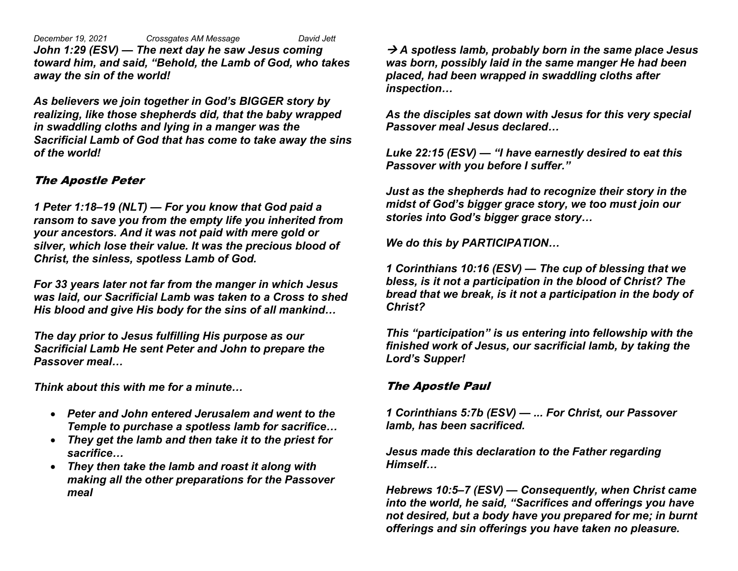*December 19, 2021 Crossgates AM Message David Jett*

***John 1:29 (ESV) — The next day he saw Jesus coming toward him, and said, “Behold, the Lamb of God, who takes away the sin of the world!***

***As believers we join together in God’s BIGGER story by realizing, like those shepherds did, that the baby wrapped in swaddling cloths and lying in a manger was the Sacrificial Lamb of God that has come to take away the sins of the world!***

## The Apostle Peter

***1 Peter 1:18–19 (NLT) — For you know that God paid a ransom to save you from the empty life you inherited from your ancestors. And it was not paid with mere gold or silver, which lose their value. It was the precious blood of Christ, the sinless, spotless Lamb of God.***

***For 33 years later not far from the manger in which Jesus was laid, our Sacrificial Lamb was taken to a Cross to shed His blood and give His body for the sins of all mankind…***

***The day prior to Jesus fulfilling His purpose as our Sacrificial Lamb He sent Peter and John to prepare the Passover meal…***

***Think about this with me for a minute…***

- ***Peter and John entered Jerusalem and went to the Temple to purchase a spotless lamb for sacrifice…***
- ***They get the lamb and then take it to the priest for sacrifice…***
- ***They then take the lamb and roast it along with making all the other preparations for the Passover meal***

***→ A spotless lamb, probably born in the same place Jesus was born, possibly laid in the same manger He had been placed, had been wrapped in swaddling cloths after inspection…***

***As the disciples sat down with Jesus for this very special Passover meal Jesus declared…***

***Luke 22:15 (ESV) — “I have earnestly desired to eat this Passover with you before I suffer.”***

***Just as the shepherds had to recognize their story in the midst of God’s bigger grace story, we too must join our stories into God’s bigger grace story…***

***We do this by PARTICIPATION…***

***1 Corinthians 10:16 (ESV) — The cup of blessing that we bless, is it not a participation in the blood of Christ? The bread that we break, is it not a participation in the body of Christ?***

***This “participation” is us entering into fellowship with the finished work of Jesus, our sacrificial lamb, by taking the Lord’s Supper!***

## The Apostle Paul

***1 Corinthians 5:7b (ESV) — ... For Christ, our Passover lamb, has been sacrificed.***

***Jesus made this declaration to the Father regarding Himself…***

***Hebrews 10:5–7 (ESV) — Consequently, when Christ came into the world, he said, “Sacrifices and offerings you have not desired, but a body have you prepared for me; in burnt offerings and sin offerings you have taken no pleasure.***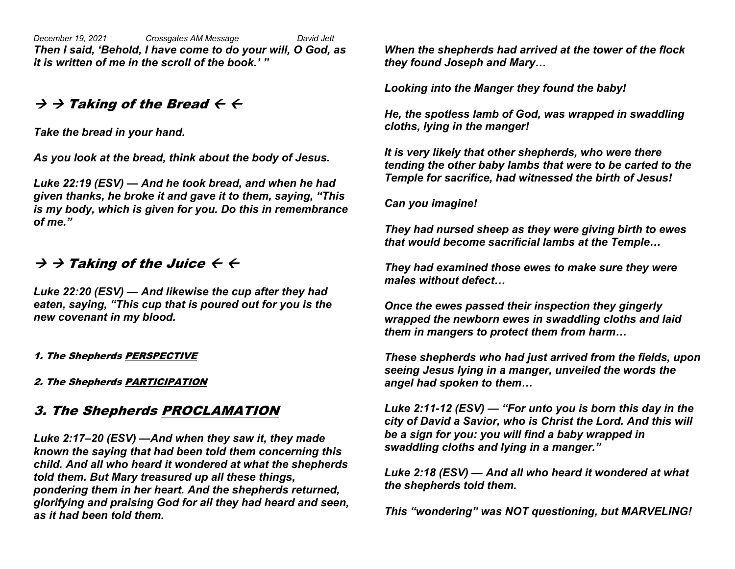*Then I said, 'Behold, I have come to do your will, O God, as it is written of me in the scroll of the book.' "*

## → → *Taking of the Bread* ← ←

***Take the bread in your hand.***

***As you look at the bread, think about the body of Jesus.***

***Luke 22:19 (ESV) — And he took bread, and when he had given thanks, he broke it and gave it to them, saying, "This is my body, which is given for you. Do this in remembrance of me."***

## → → *Taking of the Juice* ← ←

***Luke 22:20 (ESV) — And likewise the cup after they had eaten, saying, "This cup that is poured out for you is the new covenant in my blood.***

#### *1. The Shepherds PERSPECTIVE*

#### *2. The Shepherds PARTICIPATION*

## *3. The Shepherds PROCLAMATION*

***Luke 2:17–20 (ESV) —And when they saw it, they made known the saying that had been told them concerning this child. And all who heard it wondered at what the shepherds told them. But Mary treasured up all these things, pondering them in her heart. And the shepherds returned, glorifying and praising God for all they had heard and seen, as it had been told them.***

***When the shepherds had arrived at the tower of the flock they found Joseph and Mary…***

***Looking into the Manger they found the baby!***

***He, the spotless lamb of God, was wrapped in swaddling cloths, lying in the manger!***

***It is very likely that other shepherds, who were there tending the other baby lambs that were to be carted to the Temple for sacrifice, had witnessed the birth of Jesus!***

***Can you imagine!***

***They had nursed sheep as they were giving birth to ewes that would become sacrificial lambs at the Temple…***

***They had examined those ewes to make sure they were males without defect…***

***Once the ewes passed their inspection they gingerly wrapped the newborn ewes in swaddling cloths and laid them in mangers to protect them from harm…***

***These shepherds who had just arrived from the fields, upon seeing Jesus lying in a manger, unveiled the words the angel had spoken to them…***

***Luke 2:11-12 (ESV) — "For unto you is born this day in the city of David a Savior, who is Christ the Lord. And this will be a sign for you: you will find a baby wrapped in swaddling cloths and lying in a manger."***

***Luke 2:18 (ESV) — And all who heard it wondered at what the shepherds told them.***

***This "wondering" was NOT questioning, but MARVELING!***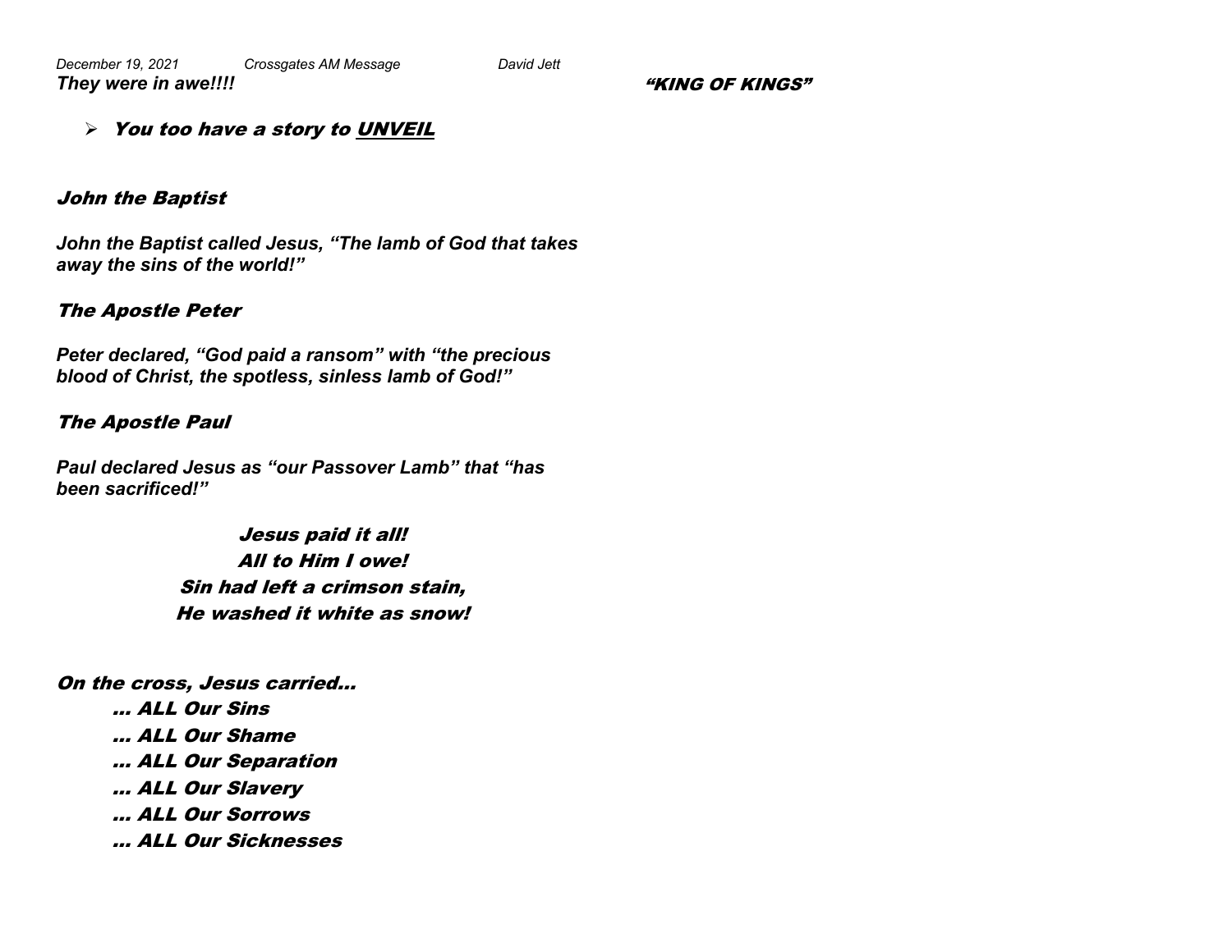*They were in awe!!!!*

**"KING OF KINGS"**

- ***You too have a story to UNVEIL***

***John the Baptist***

***John the Baptist called Jesus, "The lamb of God that takes away the sins of the world!"***

***The Apostle Peter***

***Peter declared, "God paid a ransom" with "the precious blood of Christ, the spotless, sinless lamb of God!"***

***The Apostle Paul***

***Paul declared Jesus as "our Passover Lamb" that "has been sacrificed!"***

***Jesus paid it all!***
***All to Him I owe!***
***Sin had left a crimson stain,***
***He washed it white as snow!***

***On the cross, Jesus carried…***
***… ALL Our Sins***
***… ALL Our Shame***
***… ALL Our Separation***
***… ALL Our Slavery***
***… ALL Our Sorrows***
***… ALL Our Sicknesses***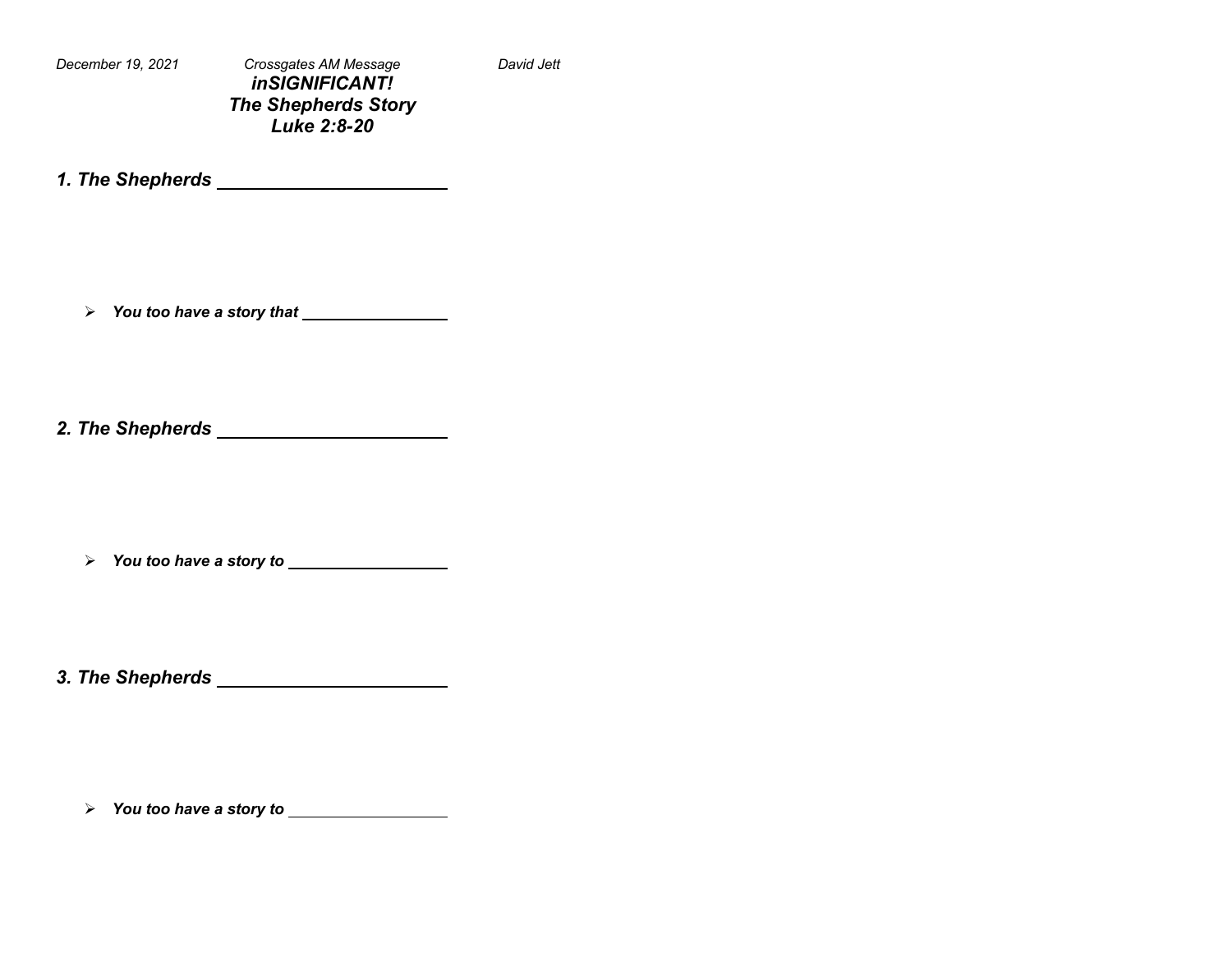*December 19, 2021* *Crossgates AM Message* *David Jett*

# *inSIGNIFICANT!*
## *The Shepherds Story*
## *Luke 2:8-20*

***1. The Shepherds \_\_\_\_\_\_\_\_\_\_\_\_\_\_\_\_\_\_\_\_\_\_\_***

- ***You too have a story that \_\_\_\_\_\_\_\_\_\_\_\_\_\_\_\_***

***2. The Shepherds \_\_\_\_\_\_\_\_\_\_\_\_\_\_\_\_\_\_\_\_\_\_\_***

- ***You too have a story to \_\_\_\_\_\_\_\_\_\_\_\_\_\_\_\_\_\_***

***3. The Shepherds \_\_\_\_\_\_\_\_\_\_\_\_\_\_\_\_\_\_\_\_\_\_\_***

- ***You too have a story to \_\_\_\_\_\_\_\_\_\_\_\_\_\_\_\_\_\_***